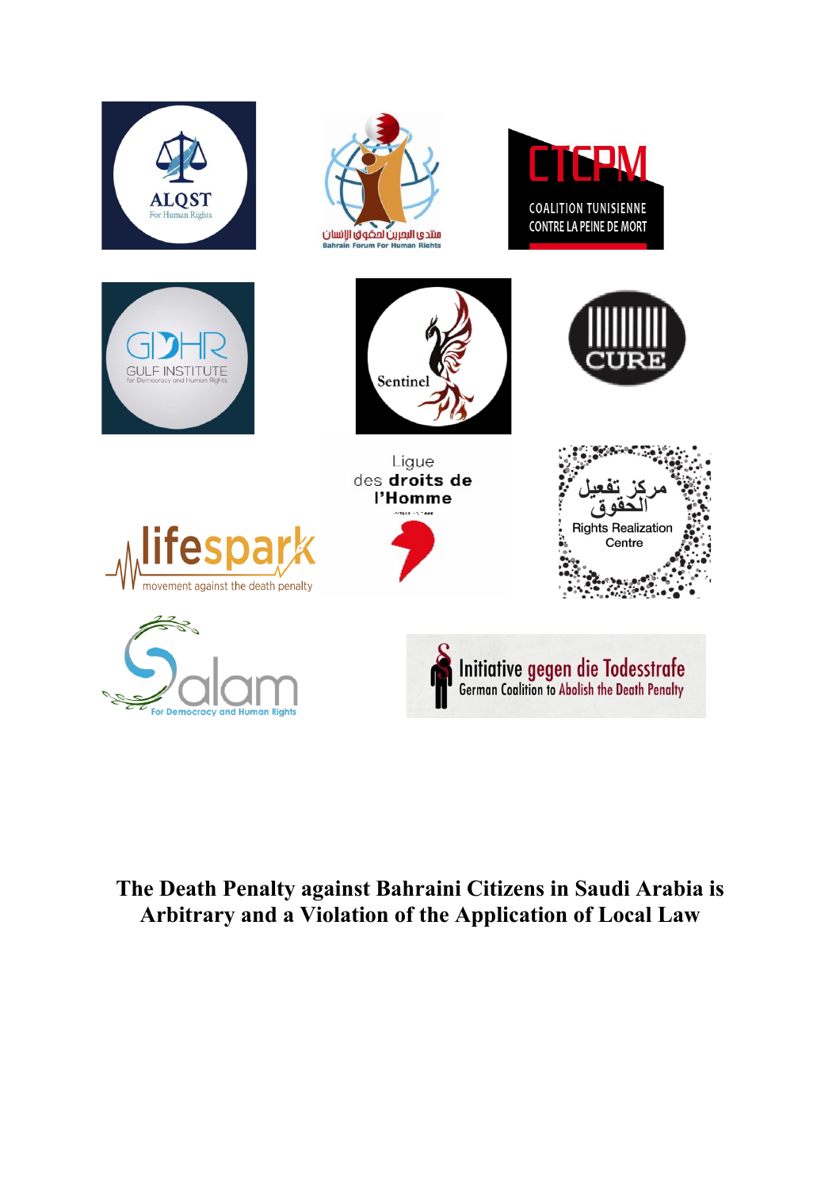# The Death Penalty against Bahraini Citizens in Saudi Arabia is Arbitrary and a Violation of the Application of Local Law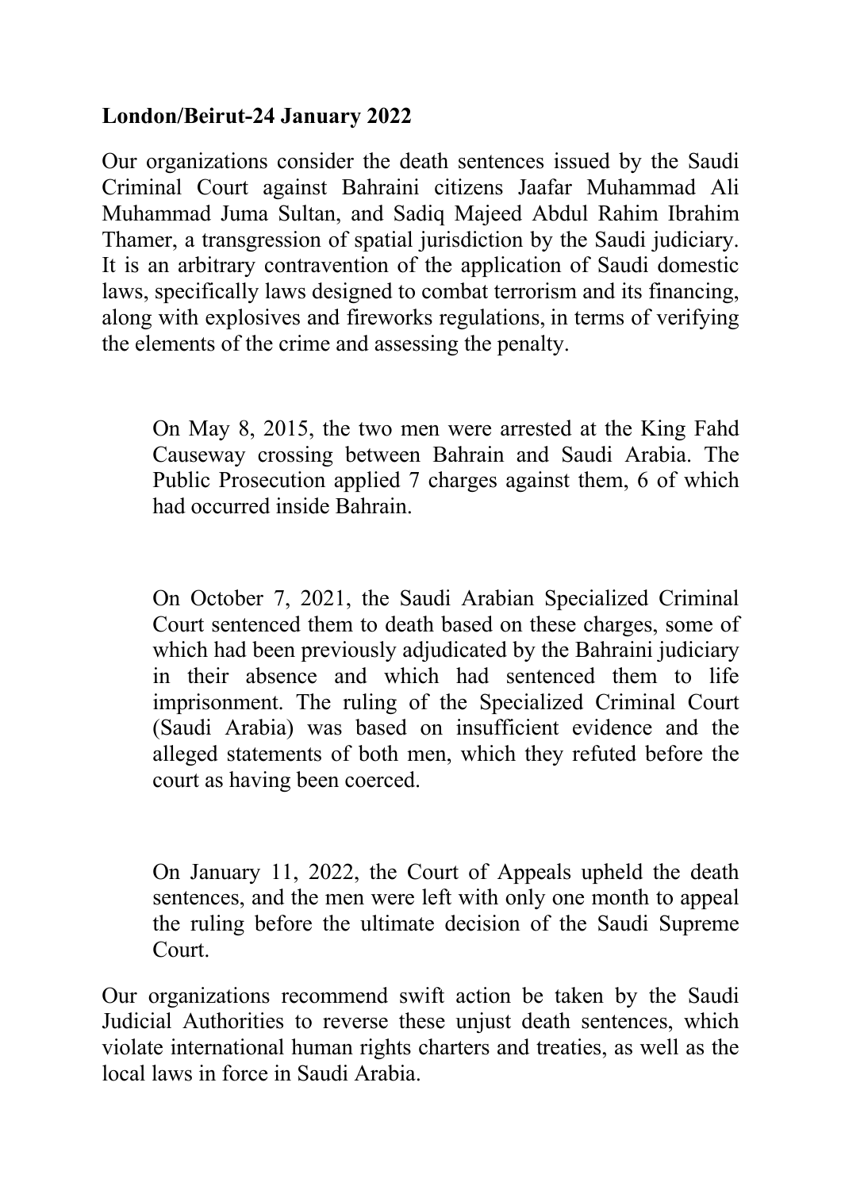**London/Beirut-24 January 2022**

Our organizations consider the death sentences issued by the Saudi Criminal Court against Bahraini citizens Jaafar Muhammad Ali Muhammad Juma Sultan, and Sadiq Majeed Abdul Rahim Ibrahim Thamer, a transgression of spatial jurisdiction by the Saudi judiciary. It is an arbitrary contravention of the application of Saudi domestic laws, specifically laws designed to combat terrorism and its financing, along with explosives and fireworks regulations, in terms of verifying the elements of the crime and assessing the penalty.

> On May 8, 2015, the two men were arrested at the King Fahd Causeway crossing between Bahrain and Saudi Arabia. The Public Prosecution applied 7 charges against them, 6 of which had occurred inside Bahrain.
>
> On October 7, 2021, the Saudi Arabian Specialized Criminal Court sentenced them to death based on these charges, some of which had been previously adjudicated by the Bahraini judiciary in their absence and which had sentenced them to life imprisonment. The ruling of the Specialized Criminal Court (Saudi Arabia) was based on insufficient evidence and the alleged statements of both men, which they refuted before the court as having been coerced.
>
> On January 11, 2022, the Court of Appeals upheld the death sentences, and the men were left with only one month to appeal the ruling before the ultimate decision of the Saudi Supreme Court.

Our organizations recommend swift action be taken by the Saudi Judicial Authorities to reverse these unjust death sentences, which violate international human rights charters and treaties, as well as the local laws in force in Saudi Arabia.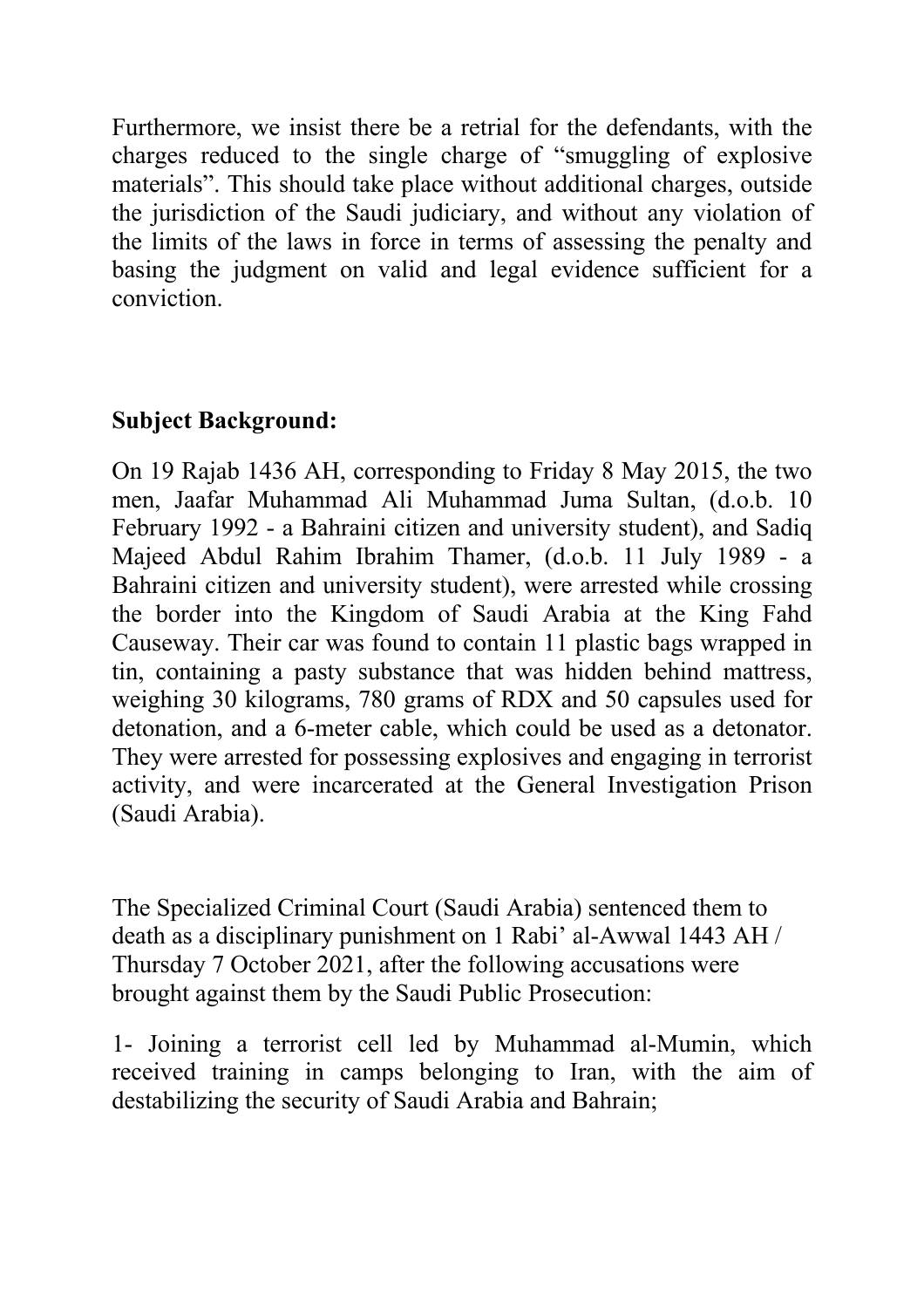Furthermore, we insist there be a retrial for the defendants, with the charges reduced to the single charge of "smuggling of explosive materials". This should take place without additional charges, outside the jurisdiction of the Saudi judiciary, and without any violation of the limits of the laws in force in terms of assessing the penalty and basing the judgment on valid and legal evidence sufficient for a conviction.

**Subject Background:**

On 19 Rajab 1436 AH, corresponding to Friday 8 May 2015, the two men, Jaafar Muhammad Ali Muhammad Juma Sultan, (d.o.b. 10 February 1992 - a Bahraini citizen and university student), and Sadiq Majeed Abdul Rahim Ibrahim Thamer, (d.o.b. 11 July 1989 - a Bahraini citizen and university student), were arrested while crossing the border into the Kingdom of Saudi Arabia at the King Fahd Causeway. Their car was found to contain 11 plastic bags wrapped in tin, containing a pasty substance that was hidden behind mattress, weighing 30 kilograms, 780 grams of RDX and 50 capsules used for detonation, and a 6-meter cable, which could be used as a detonator. They were arrested for possessing explosives and engaging in terrorist activity, and were incarcerated at the General Investigation Prison (Saudi Arabia).

The Specialized Criminal Court (Saudi Arabia) sentenced them to death as a disciplinary punishment on 1 Rabi' al-Awwal 1443 AH / Thursday 7 October 2021, after the following accusations were brought against them by the Saudi Public Prosecution:

1- Joining a terrorist cell led by Muhammad al-Mumin, which received training in camps belonging to Iran, with the aim of destabilizing the security of Saudi Arabia and Bahrain;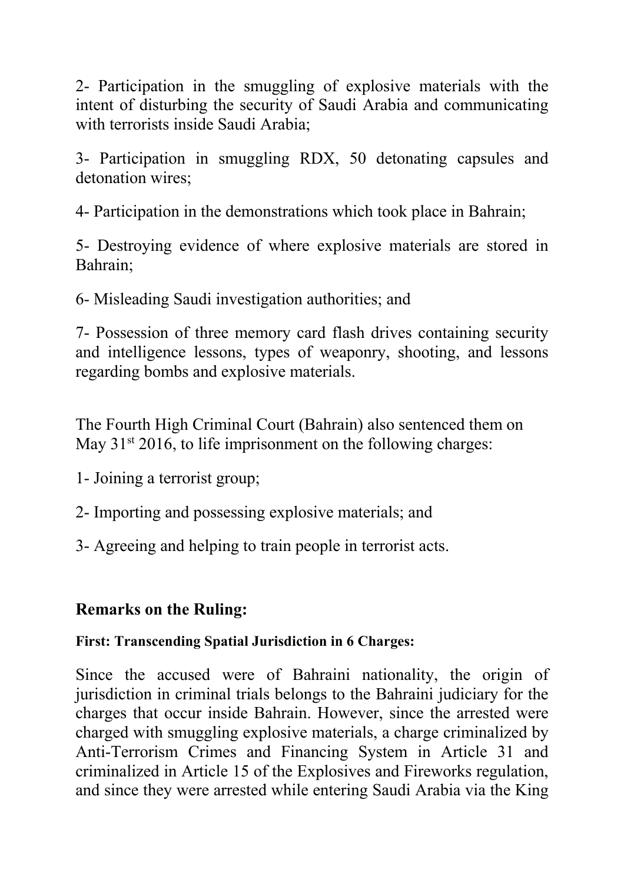2- Participation in the smuggling of explosive materials with the intent of disturbing the security of Saudi Arabia and communicating with terrorists inside Saudi Arabia;

3- Participation in smuggling RDX, 50 detonating capsules and detonation wires;

4- Participation in the demonstrations which took place in Bahrain;

5- Destroying evidence of where explosive materials are stored in Bahrain;

6- Misleading Saudi investigation authorities; and

7- Possession of three memory card flash drives containing security and intelligence lessons, types of weaponry, shooting, and lessons regarding bombs and explosive materials.

The Fourth High Criminal Court (Bahrain) also sentenced them on May 31st 2016, to life imprisonment on the following charges:

1- Joining a terrorist group;

2- Importing and possessing explosive materials; and

3- Agreeing and helping to train people in terrorist acts.

## Remarks on the Ruling:

### First: Transcending Spatial Jurisdiction in 6 Charges:

Since the accused were of Bahraini nationality, the origin of jurisdiction in criminal trials belongs to the Bahraini judiciary for the charges that occur inside Bahrain. However, since the arrested were charged with smuggling explosive materials, a charge criminalized by Anti-Terrorism Crimes and Financing System in Article 31 and criminalized in Article 15 of the Explosives and Fireworks regulation, and since they were arrested while entering Saudi Arabia via the King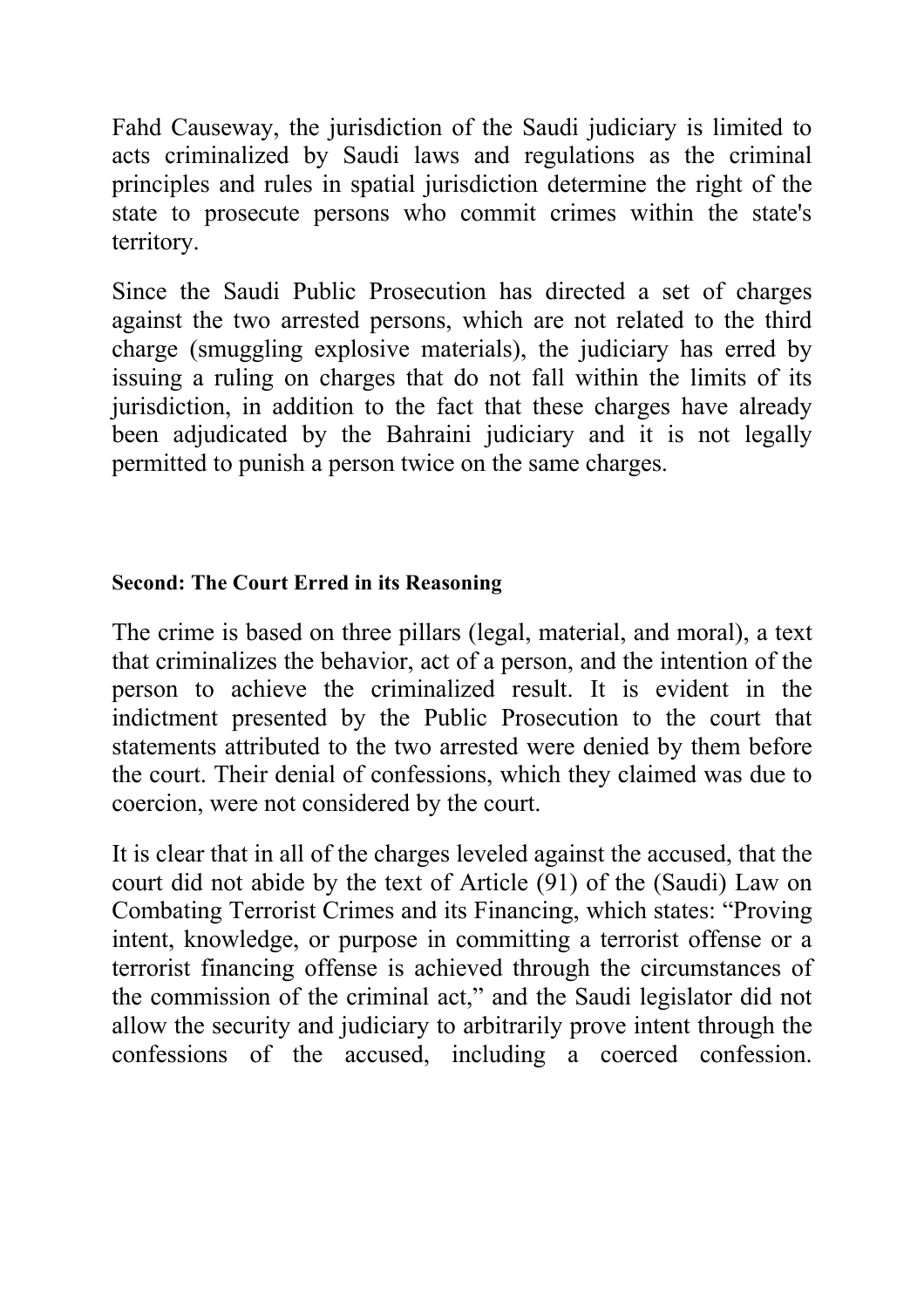Fahd Causeway, the jurisdiction of the Saudi judiciary is limited to acts criminalized by Saudi laws and regulations as the criminal principles and rules in spatial jurisdiction determine the right of the state to prosecute persons who commit crimes within the state's territory.

Since the Saudi Public Prosecution has directed a set of charges against the two arrested persons, which are not related to the third charge (smuggling explosive materials), the judiciary has erred by issuing a ruling on charges that do not fall within the limits of its jurisdiction, in addition to the fact that these charges have already been adjudicated by the Bahraini judiciary and it is not legally permitted to punish a person twice on the same charges.

**Second: The Court Erred in its Reasoning**

The crime is based on three pillars (legal, material, and moral), a text that criminalizes the behavior, act of a person, and the intention of the person to achieve the criminalized result. It is evident in the indictment presented by the Public Prosecution to the court that statements attributed to the two arrested were denied by them before the court. Their denial of confessions, which they claimed was due to coercion, were not considered by the court.

It is clear that in all of the charges leveled against the accused, that the court did not abide by the text of Article (91) of the (Saudi) Law on Combating Terrorist Crimes and its Financing, which states: "Proving intent, knowledge, or purpose in committing a terrorist offense or a terrorist financing offense is achieved through the circumstances of the commission of the criminal act," and the Saudi legislator did not allow the security and judiciary to arbitrarily prove intent through the confessions of the accused, including a coerced confession.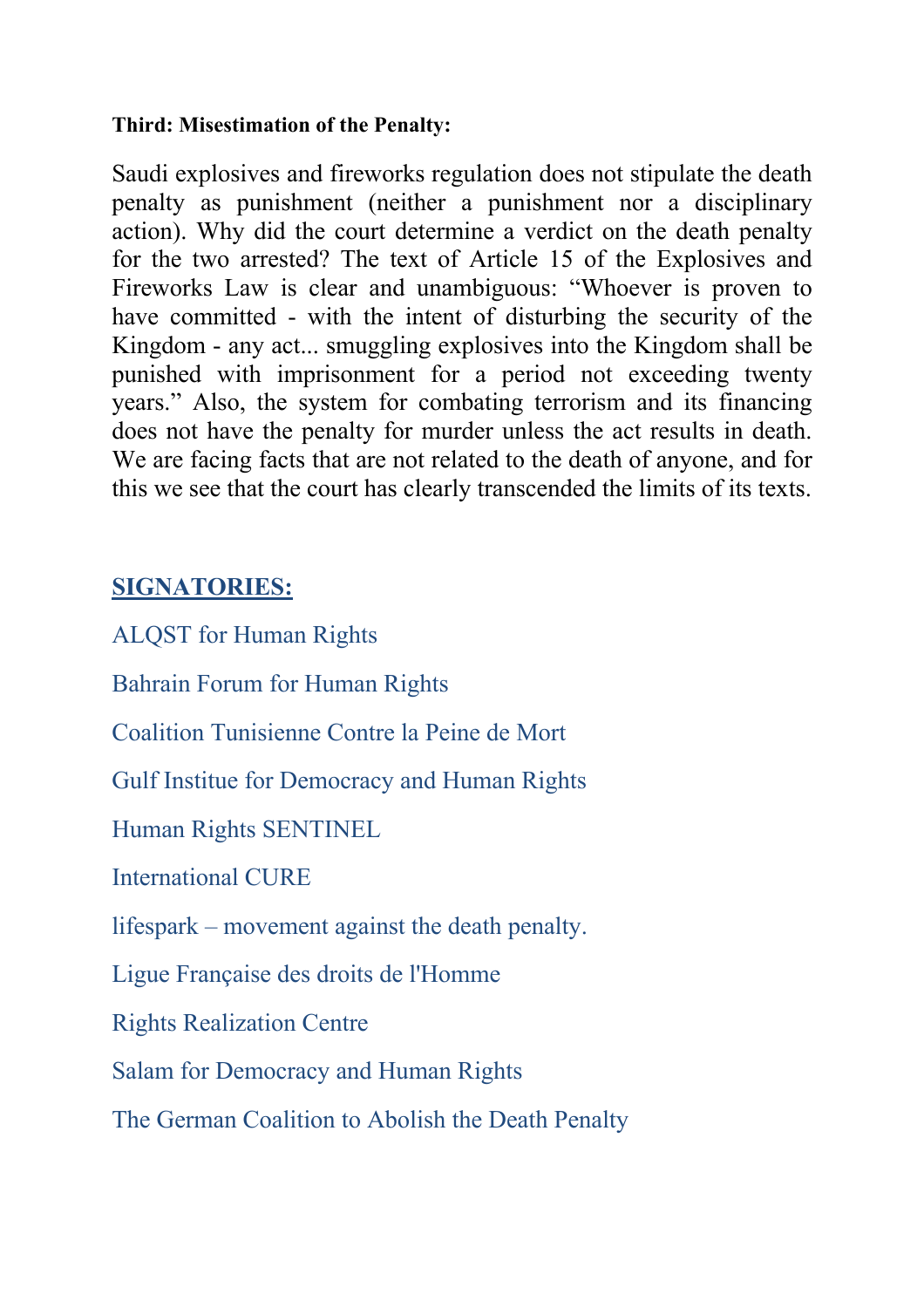**Third: Misestimation of the Penalty:**

Saudi explosives and fireworks regulation does not stipulate the death penalty as punishment (neither a punishment nor a disciplinary action). Why did the court determine a verdict on the death penalty for the two arrested? The text of Article 15 of the Explosives and Fireworks Law is clear and unambiguous: "Whoever is proven to have committed - with the intent of disturbing the security of the Kingdom - any act... smuggling explosives into the Kingdom shall be punished with imprisonment for a period not exceeding twenty years." Also, the system for combating terrorism and its financing does not have the penalty for murder unless the act results in death. We are facing facts that are not related to the death of anyone, and for this we see that the court has clearly transcended the limits of its texts.

## SIGNATORIES:

ALQST for Human Rights

Bahrain Forum for Human Rights

Coalition Tunisienne Contre la Peine de Mort

Gulf Institue for Democracy and Human Rights

Human Rights SENTINEL

International CURE

lifespark – movement against the death penalty.

Ligue Française des droits de l'Homme

Rights Realization Centre

Salam for Democracy and Human Rights

The German Coalition to Abolish the Death Penalty